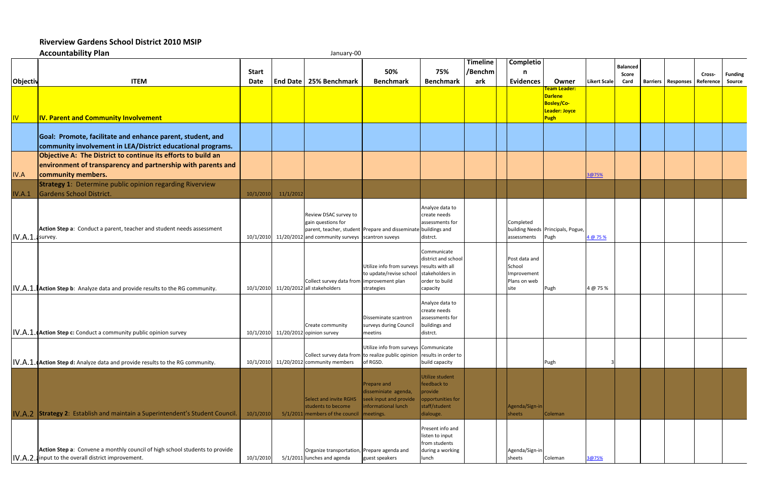## Riverview Gardens School District 2010 MSIP

**Accountability Plan**

January-00

| Objectiv | ITEM | Start Date | End Date | 25% Benchmark | 50% Benchmark | 75% Benchmark | Timeline /Benchmark | Completion Evidences | Owner | Likert Scale | Balanced Score Card | Barriers | Responses | Cross-Reference | Funding Source |
|---|---|---|---|---|---|---|---|---|---|---|---|---|---|---|---|
| IV | **IV. Parent and Community Involvement** | | | | | | | | **Team Leader: Darlene Bosley/Co-Leader: Joyce Pugh** | | | | | | |
| | **Goal: Promote, facilitate and enhance parent, student, and community involvement in LEA/District educational programs.** | | | | | | | | | | | | | | |
| IV.A | **Objective A: The District to continue its efforts to build an environment of transparency and partnership with parents and community members.** | | | | | | | | | 3@75% | | | | | |
| IV.A.1 | **Strategy 1**: Determine public opinion regarding Riverview Gardens School District. | 10/1/2010 | 11/1/2012 | | | | | | | | | | | | |
| IV.A.1.a | **Action Step a**: Conduct a parent, teacher and student needs assessment survey. | 10/1/2010 | 11/20/2012 | Review DSAC survey to gain questions for parent, teacher, student and community surveys | Prepare and disseminate scantron suveys | Analyze data to create needs assessments for buildings and distrct. | | Completed building Needs assessments | Principals, Pogue, Pugh | 4 @ 75 % | | | | | |
| IV.A.1.b | **Action Step b**: Analyze data and provide results to the RG community. | 10/1/2010 | 11/20/2012 | Collect survey data from all stakeholders | Utilize info from surveys to update/revise school improvement plan strategies | Communicate district and school results with all stakeholders in order to build capacity | | Post data and School Improvement Plans on web site | Pugh | 4 @ 75 % | | | | | |
| IV.A.1.c | **Action Step c:** Conduct a community public opinion survey | 10/1/2010 | 11/20/2012 | Create community opinion survey | Disseminate scantron surveys during Council meetins | Analyze data to create needs assessments for buildings and distrct. | | | | | | | | | |
| IV.A.1.d | **Action Step d:** Analyze data and provide results to the RG community. | 10/1/2010 | 11/20/2012 | Collect survey data from community members | Utilize info from surveys to realize public opinion of RGSD. | Communicate results in order to build capacity | | | Pugh | 3 | | | | | |
| IV.A.2 | **Strategy 2**: Establish and maintain a Superintendent's Student Council. | 10/1/2010 | 5/1/2011 | Select and invite RGHS students to become members of the council | Prepare and disseminate agenda, seek input and provide informational lunch meetings. | Utilize student feedback to provide opportunities for staff/student dialouge. | | Agenda/Sign-in sheets | Coleman | | | | | | |
| IV.A.2.a | **Action Step a**: Convene a monthly council of high school students to provide input to the overall district improvement. | 10/1/2010 | 5/1/2011 | Organize transportation, lunches and agenda | Prepare agenda and guest speakers | Present info and listen to input from students during a working lunch | | Agenda/Sign-in sheets | Coleman | 3@75% | | | | | |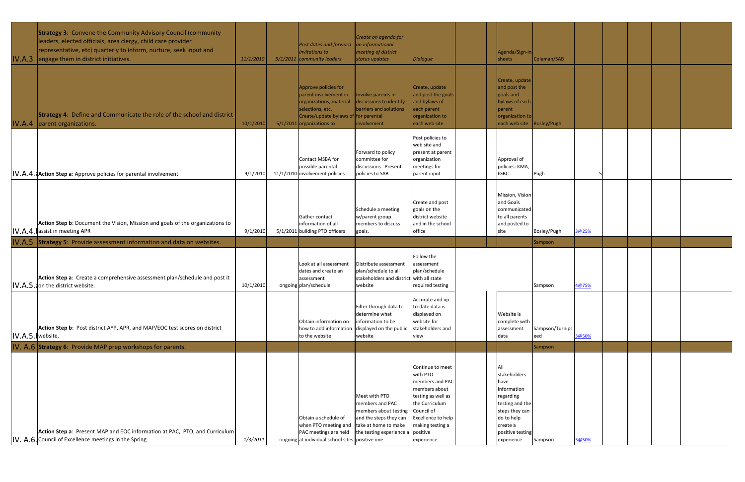| | | | | | | | | | | | | | | | | | |
|---|---|---|---|---|---|---|---|---|---|---|---|---|---|---|---|---|---|
| IV.A.3 | **Strategy 3**: Convene the Community Advisory Council (community leaders, elected officials, area clergy, child care provider representative, etc) quarterly to inform, nurture, seek input and engage them in district initiatives. | *11/1/2010* | *5/1/2011* | *Post dates and forward invitations to community leaders* | *Create an agenda for an informational meeting of district status updates* | *Dialogue* | | | Agenda/Sign-in sheets | Coleman/SAB | | | | | | | |
| IV.A.4 | **Strategy 4**: Define and Communicate the role of the school and district parent organizations. | 10/1/2010 | 5/1/2011 | Approve policies for parent involvement in organizations, material selections, etc. Create/update bylaws of organizations to | Involve parents in discussions to identify barriers and solutions for parental involvement | Create, update and post the goals and bylaws of each parent organization to each web site | | | Create, update and post the goals and bylaws of each parent organization to each web site | Bosley/Pugh | | | | | | | |
| IV.A.4.a | **Action Step a**: Approve policies for parental involvement | 9/1/2010 | 11/1/2010 | Contact MSBA for possible parental involvement policies | Forward to policy committee for discussions. Present policies to SAB | Post policies to web site and present at parent organization meetings for parent input | | | Approval of policies: KMA, IGBC | Pugh | | 5 | | | | | |
| IV.A.4.b | **Action Step b**: Document the Vision, Mission and goals of the organizations to assist in meeting APR | 9/1/2010 | 5/1/2011 | Gather contact information of all building PTO officers | Schedule a meeting w/parent group members to discuss goals. | Create and post goals on the district website and in the school office | | | Mission, Vision and Goals communicated to all parents and posted to site | Bosley/Pugh | 3@25% | | | | | | |
| IV.A.5 | **Strategy 5**: Provide assessment information and data on websites. | | | | | | | | | Sampson | | | | | | | |
| IV.A.5.a | **Action Step a**: Create a comprehensive assessment plan/schedule and post it on the district website. | 10/1/2010 | ongoing | Look at all assessment dates and create an assessment plan/schedule | Distribute assessment plan/schedule to all stakeholders and district website | Follow the assessment plan/schedule with all state required testing | | | | Sampson | 4@75% | | | | | | |
| IV.A.5.b | **Action Step b**: Post district AYP, APR, and MAP/EOC test scores on district website. | | | Obtain information on how to add information to the website | Filter through data to determine what information to be displayed on the public website | Accurate and up-to-date data is displayed on website for stakeholders and view | | | Website is complete with assessment data | Sampson/Turnipseed | 3@50% | | | | | | |
| IV. A.6 | **Strategy 6**: Provide MAP prep workshops for parents. | | | | | | | | | Sampson | | | | | | | |
| IV. A.6.a | **Action Step a**: Present MAP and EOC information at PAC, PTO, and Curriculum Council of Excellence meetings in the Spring | *1/3/2011* | ongoing | Obtain a schedule of when PTO meeting and PAC meetings are held at individual school sites | Meet with PTO members and PAC members about testing and the steps they can take at home to make the testing experience a positive one | Continue to meet with PTO members and PAC members about testing as well as the Curriculum Council of Excellence to help making testing a positive experience | | | All stakeholders have information regarding testing and the steps they can do to help create a positive testing experience. | Sampson | 3@50% | | | | | | |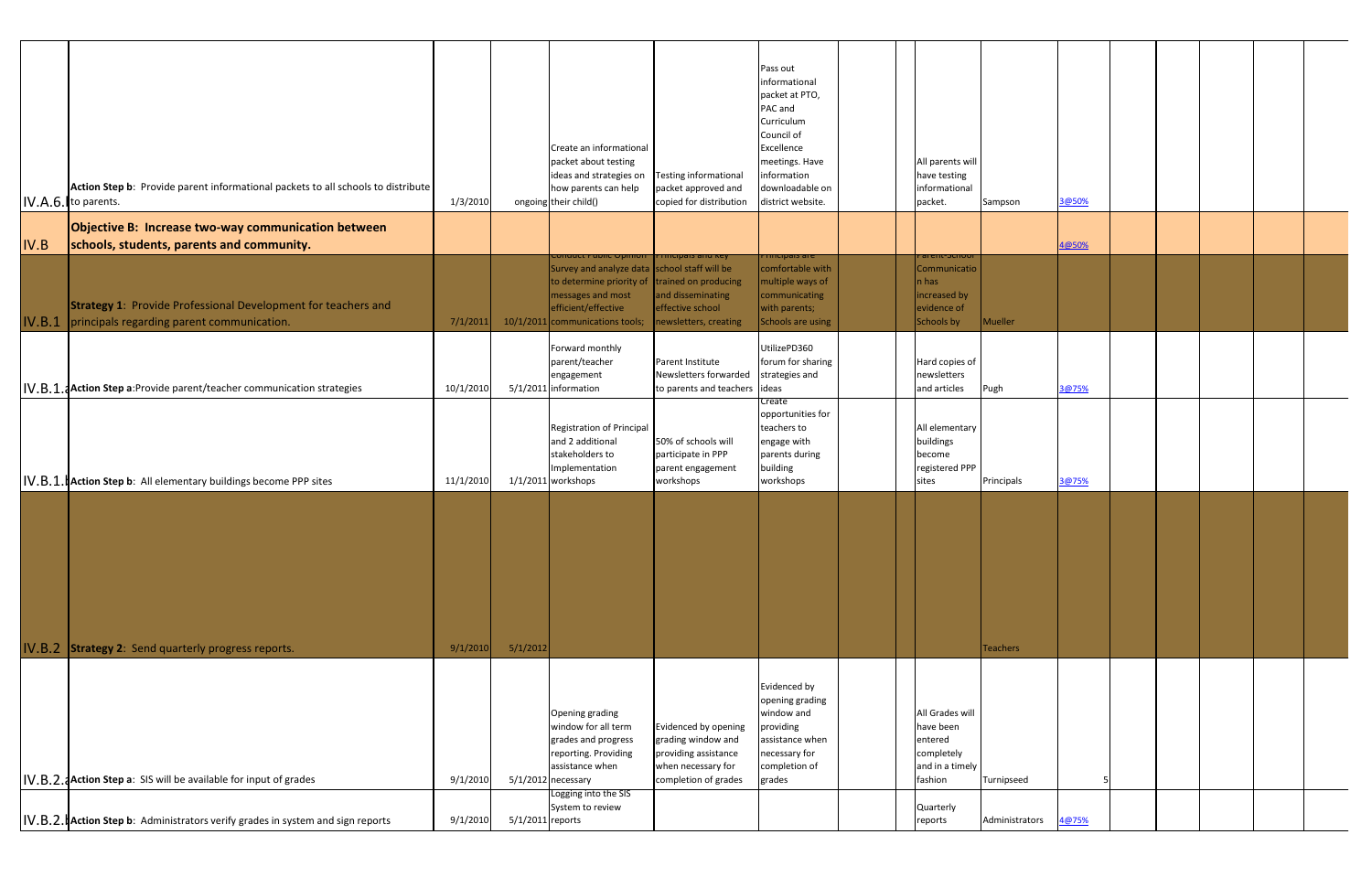| | | | | | | | | | | | | | | | | |
|---|---|---|---|---|---|---|---|---|---|---|---|---|---|---|---|---|
| IV.A.6.b | Action Step b: Provide parent informational packets to all schools to distribute to parents. | 1/3/2010 | ongoing | Create an informational packet about testing ideas and strategies on how parents can help their child() | Testing informational packet approved and copied for distribution | Pass out informational packet at PTO, PAC and Curriculum Council of Excellence meetings. Have information downloadable on district website. | | | All parents will have testing informational packet. | Sampson | 3@50% | | | | | |
| IV.B | **Objective B: Increase two-way communication between schools, students, parents and community.** | | | | | | | | | | 4@50% | | | | | |
| IV.B.1 | **Strategy 1**: Provide Professional Development for teachers and principals regarding parent communication. | 7/1/2011 | 10/1/2011 | Conduct Public Opinion Survey and analyze data to determine priority of messages and most efficient/effective communications tools; | Principals and key school staff will be trained on producing and disseminating effective school newsletters, creating | Principals are comfortable with multiple ways of communicating with parents; Schools are using | | | Parent-School Communication has increased by evidence of Schools by | Mueller | | | | | | |
| IV.B.1.a | **Action Step a**:Provide parent/teacher communication strategies | 10/1/2010 | 5/1/2011 | Forward monthly parent/teacher engagement information | Parent Institute Newsletters forwarded to parents and teachers | UtilizePD360 forum for sharing strategies and ideas | | | Hard copies of newsletters and articles | Pugh | 3@75% | | | | | |
| IV.B.1.b | **Action Step b**: All elementary buildings become PPP sites | 11/1/2010 | 1/1/2011 | Registration of Principal and 2 additional stakeholders to Implementation workshops | 50% of schools will participate in PPP parent engagement workshops | Create opportunities for teachers to engage with parents during building workshops | | | All elementary buildings become registered PPP sites | Principals | 3@75% | | | | | |
| IV.B.2 | **Strategy 2**: Send quarterly progress reports. | 9/1/2010 | 5/1/2012 | | | | | | | Teachers | | | | | | |
| IV.B.2.a | **Action Step a**: SIS will be available for input of grades | 9/1/2010 | 5/1/2012 | Opening grading window for all term grades and progress reporting. Providing assistance when necessary | Evidenced by opening grading window and providing assistance when necessary for completion of grades | Evidenced by opening grading window and providing assistance when necessary for completion of grades | | | All Grades will have been entered completely and in a timely fashion | Turnipseed | 5 | | | | | |
| IV.B.2.b | **Action Step b**: Administrators verify grades in system and sign reports | 9/1/2010 | 5/1/2011 | Logging into the SIS System to review reports | | | | | Quarterly reports | Administrators | 4@75% | | | | | |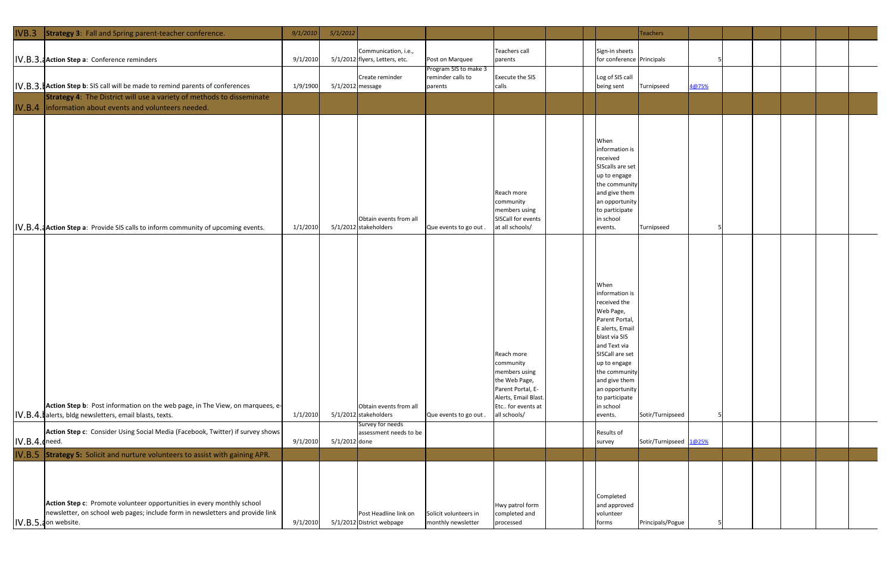| | | | | | | | | | | | | | | | | |
|---|---|---|---|---|---|---|---|---|---|---|---|---|---|---|---|---|
| IVB.3 | **Strategy 3**: Fall and Spring parent-teacher conference. | *9/1/2010* | *5/1/2012* | | | | | | | Teachers | | | | | | |
| IV.B.3.a | **Action Step a**: Conference reminders | 9/1/2010 | 5/1/2012 | Communication, i.e., flyers, Letters, etc. | Post on Marquee | Teachers call parents | | | Sign-in sheets for conference | Principals | 5 | | | | | |
| IV.B.3.b | **Action Step b**: SIS call will be made to remind parents of conferences | 1/9/1900 | 5/1/2012 | Create reminder message | Program SIS to make 3 reminder calls to parents | Execute the SIS calls | | | Log of SIS call being sent | Turnipseed | 4@75% | | | | | |
| IV.B.4 | **Strategy 4**: The District will use a variety of methods to disseminate information about events and volunteers needed. | | | | | | | | | | | | | | | |
| IV.B.4.a | **Action Step a**: Provide SIS calls to inform community of upcoming events. | 1/1/2010 | 5/1/2012 | Obtain events from all stakeholders | Que events to go out . | Reach more community members using SISCall for events at all schools/ | | | When information is received SIScalls are set up to engage the community and give them an opportunity to participate in school events. | Turnipseed | 5 | | | | | |
| IV.B.4.b | **Action Step b**: Post information on the web page, in The View, on marquees, e-alerts, bldg newsletters, email blasts, texts. | 1/1/2010 | 5/1/2012 | Obtain events from all stakeholders | Que events to go out . | Reach more community members using the Web Page, Parent Portal, E-Alerts, Email Blast. Etc.. for events at all schools/ | | | When information is received the Web Page, Parent Portal, E alerts, Email blast via SIS and Text via SISCall are set up to engage the community and give them an opportunity to participate in school events. | Sotir/Turnipseed | 5 | | | | | |
| IV.B.4.c | **Action Step c**: Consider Using Social Media (Facebook, Twitter) if survey shows need. | 9/1/2010 | 5/1/2012 | Survey for needs assessment needs to be done | | | | | Results of survey | Sotir/Turnipseed | 1@25% | | | | | |
| IV.B.5 | **Strategy 5:** Solicit and nurture volunteers to assist with gaining APR. | | | | | | | | | | | | | | | |
| IV.B.5.a | **Action Step c**: Promote volunteer opportunities in every monthly school newsletter, on school web pages; include form in newsletters and provide link on website. | 9/1/2010 | 5/1/2012 | Post Headline link on District webpage | Solicit volunteers in monthly newsletter | Hwy patrol form completed and processed | | | Completed and approved volunteer forms | Principals/Pogue | 5 | | | | | |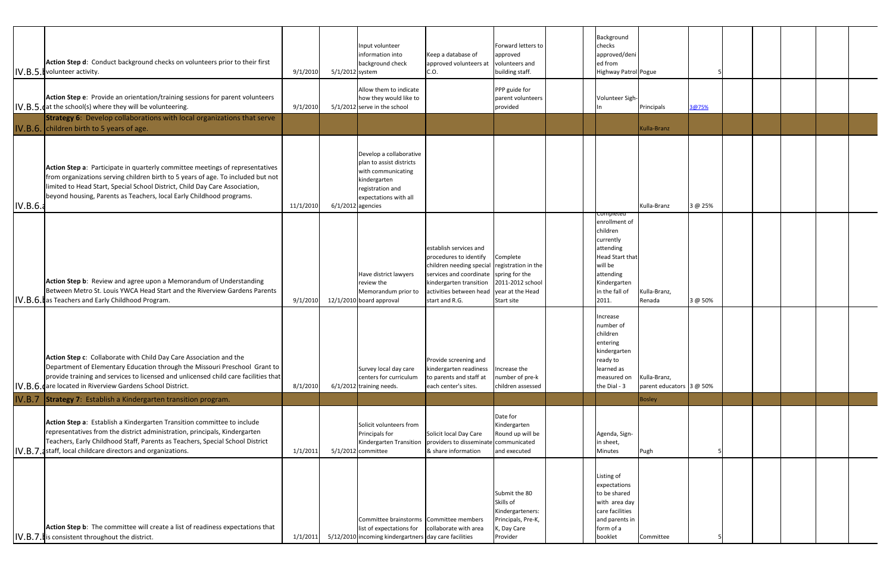| | | | | | | | | | | | | | | | |
|---|---|---|---|---|---|---|---|---|---|---|---|---|---|---|---|
| IV.B.5.b | **Action Step d**: Conduct background checks on volunteers prior to their first volunteer activity. | 9/1/2010 | 5/1/2012 | Input volunteer information into background check system | Keep a database of approved volunteers at C.O. | Forward letters to approved volunteers and building staff. | | | Background checks approved/denied from Highway Patrol | Pogue | 5 | | | | |
| IV.B.5.e | **Action Step e**: Provide an orientation/training sessions for parent volunteers at the school(s) where they will be volunteering. | 9/1/2010 | 5/1/2012 | Allow them to indicate how they would like to serve in the school | | PPP guide for parent volunteers provided | | | Volunteer Sigh-In | Principals | 3@75% | | | | |
| IV.B.6. | **Strategy 6**: Develop collaborations with local organizations that serve children birth to 5 years of age. | | | | | | | | | Kulla-Branz | | | | | |
| IV.B.6.a | **Action Step a**: Participate in quarterly committee meetings of representatives from organizations serving children birth to 5 years of age. To included but not limited to Head Start, Special School District, Child Day Care Association, beyond housing, Parents as Teachers, local Early Childhood programs. | 11/1/2010 | 6/1/2012 | Develop a collaborative plan to assist districts with communicating kindergarten registration and expectations with all agencies | | | | | | Kulla-Branz | 3 @ 25% | | | | |
| IV.B.6.b | **Action Step b**: Review and agree upon a Memorandum of Understanding Between Metro St. Louis YWCA Head Start and the Riverview Gardens Parents as Teachers and Early Childhood Program. | 9/1/2010 | 12/1/2010 | Have district lawyers review the Memorandum prior to board approval | establish services and procedures to identify children needing special services and coordinate kindergarten transition activities between head start and R.G. | Complete registration in the spring for the 2011-2012 school year at the Head Start site | | | Completed enrollment of children currently attending Head Start that will be attending Kindergarten in the fall of 2011. | Kulla-Branz, Renada | 3 @ 50% | | | | |
| IV.B.6.c | **Action Step c**: Collaborate with Child Day Care Association and the Department of Elementary Education through the Missouri Preschool Grant to provide training and services to licensed and unlicensed child care facilities that are located in Riverview Gardens School District. | 8/1/2010 | 6/1/2012 | Survey local day care centers for curriculum training needs. | Provide screening and kindergarten readiness to parents and staff at each center's sites. | Increase the number of pre-k children assessed | | | Increase number of children entering kindergarten ready to learned as measured on the Dial - 3 | Kulla-Branz, parent educators | 3 @ 50% | | | | |
| IV.B.7 | **Strategy 7**: Establish a Kindergarten transition program. | | | | | | | | | Bosley | | | | | |
| IV.B.7.a | **Action Step a**: Establish a Kindergarten Transition committee to include representatives from the district administration, principals, Kindergarten Teachers, Early Childhood Staff, Parents as Teachers, Special School District staff, local childcare directors and organizations. | 1/1/2011 | 5/1/2012 | Solicit volunteers from Principals for Kindergarten Transition committee | Solicit local Day Care providers to disseminate & share information | Date for Kindergarten Round up will be communicated and executed | | | Agenda, Sign-in sheet, Minutes | Pugh | 5 | | | | |
| IV.B.7.b | **Action Step b**: The committee will create a list of readiness expectations that is consistent throughout the district. | 1/1/2011 | 5/12/2010 | Committee brainstorms list of expectations for incoming kindergartners | Committee members collaborate with area day care facilities | Submit the 80 Skills of Kindergarteners: Principals, Pre-K, K, Day Care Provider | | | Listing of expectations to be shared with area day care facilities and parents in form of a booklet | Committee | 5 | | | | |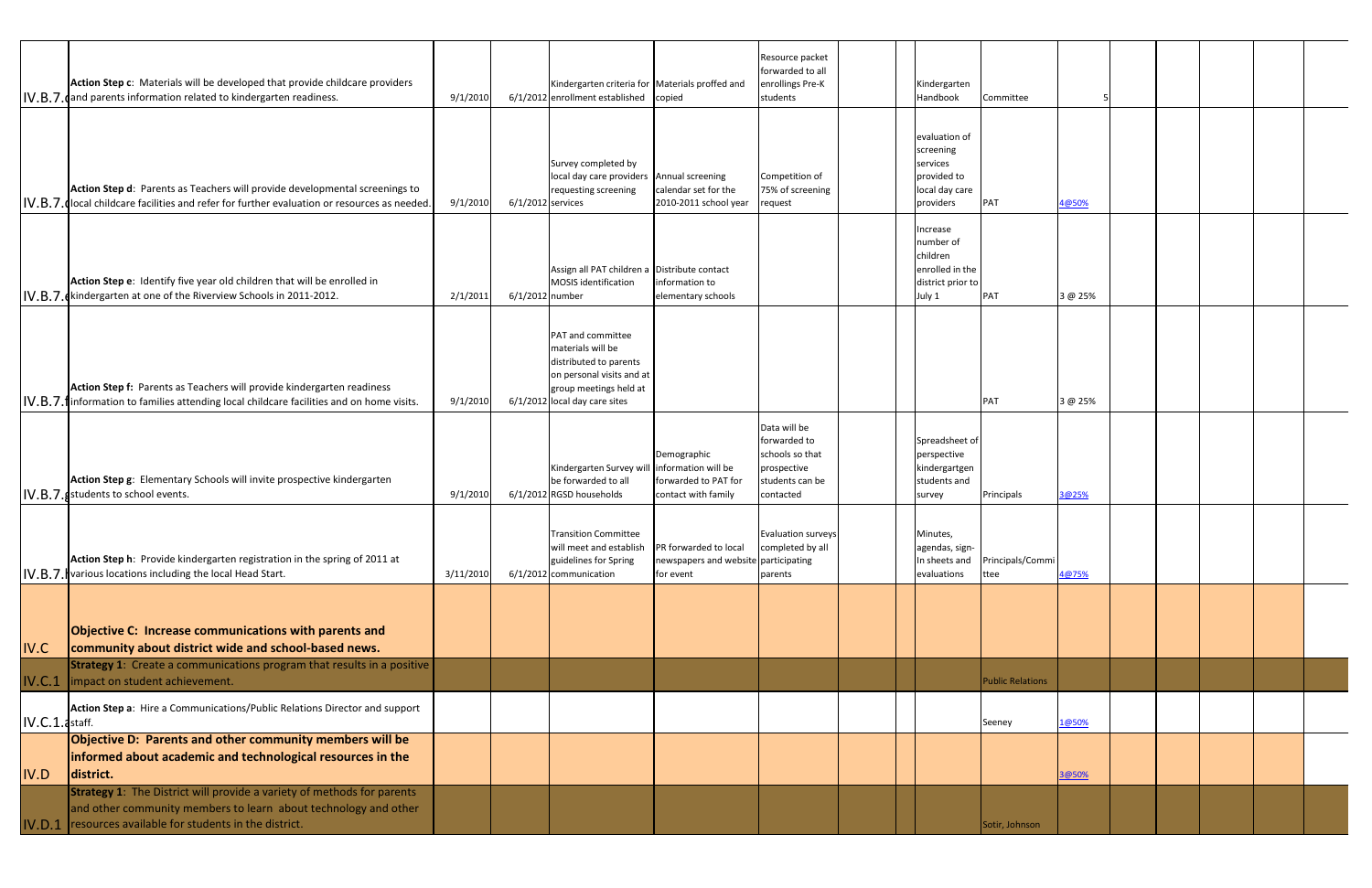| | | | | | | | | | | | | | | | | |
|---|---|---|---|---|---|---|---|---|---|---|---|---|---|---|---|---|
| IV.B.7.c | **Action Step c**: Materials will be developed that provide childcare providers and parents information related to kindergarten readiness. | 9/1/2010 | 6/1/2012 | Kindergarten criteria for enrollment established | Materials proffed and copied | Resource packet forwarded to all enrollings Pre-K students | | | Kindergarten Handbook | Committee | 5 | | | | | |
| IV.B.7.d | **Action Step d**: Parents as Teachers will provide developmental screenings to local childcare facilities and refer for further evaluation or resources as needed. | 9/1/2010 | 6/1/2012 | Survey completed by local day care providers requesting screening services | Annual screening calendar set for the 2010-2011 school year | Competition of 75% of screening request | | | evaluation of screening services provided to local day care providers | PAT | 4@50% | | | | | |
| IV.B.7.e | **Action Step e**: Identify five year old children that will be enrolled in kindergarten at one of the Riverview Schools in 2011-2012. | 2/1/2011 | 6/1/2012 | Assign all PAT children a MOSIS identification number | Distribute contact information to elementary schools | | | | Increase number of children enrolled in the district prior to July 1 | PAT | 3 @ 25% | | | | | |
| IV.B.7.f | **Action Step f:** Parents as Teachers will provide kindergarten readiness information to families attending local childcare facilities and on home visits. | 9/1/2010 | 6/1/2012 | PAT and committee materials will be distributed to parents on personal visits and at group meetings held at local day care sites | | | | | | PAT | 3 @ 25% | | | | | |
| IV.B.7.g | **Action Step g**: Elementary Schools will invite prospective kindergarten students to school events. | 9/1/2010 | 6/1/2012 | Kindergarten Survey will be forwarded to all RGSD households | Demographic information will be forwarded to PAT for contact with family | Data will be forwarded to schools so that prospective students can be contacted | | | Spreadsheet of perspective kindergartgen students and survey | Principals | 3@25% | | | | | |
| IV.B.7.h | **Action Step h**: Provide kindergarten registration in the spring of 2011 at various locations including the local Head Start. | 3/11/2010 | 6/1/2012 | Transition Committee will meet and establish guidelines for Spring communication | PR forwarded to local newspapers and website for event | Evaluation surveys completed by all participating parents | | | Minutes, agendas, sign-In sheets and evaluations | Principals/Committee | 4@75% | | | | | |
| IV.C | **Objective C: Increase communications with parents and community about district wide and school-based news.** | | | | | | | | | | | | | | | |
| IV.C.1 | **Strategy 1**: Create a communications program that results in a positive impact on student achievement. | | | | | | | | | Public Relations | | | | | | |
| IV.C.1.a | **Action Step a**: Hire a Communications/Public Relations Director and support staff. | | | | | | | | | Seeney | 1@50% | | | | | |
| IV.D | **Objective D: Parents and other community members will be informed about academic and technological resources in the district.** | | | | | | | | | | 3@50% | | | | | |
| IV.D.1 | **Strategy 1**: The District will provide a variety of methods for parents and other community members to learn about technology and other resources available for students in the district. | | | | | | | | | Sotir, Johnson | | | | | | |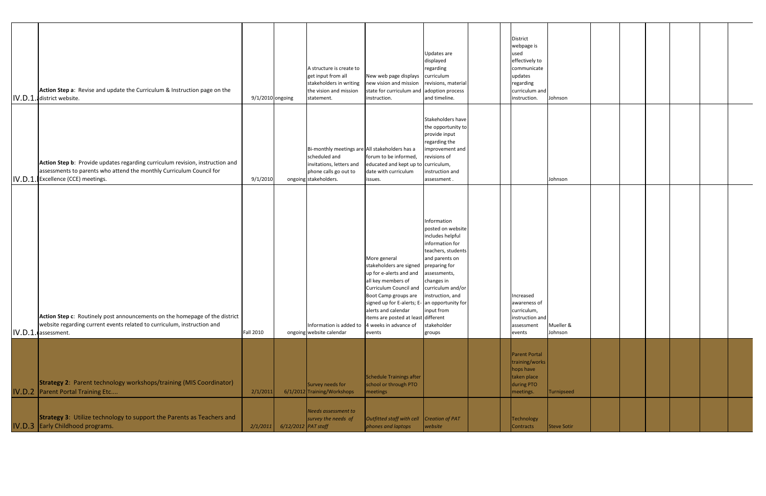| | | | | | | | | | | | | | | | | |
|---|---|---|---|---|---|---|---|---|---|---|---|---|---|---|---|---|
| IV.D.1.a | **Action Step a**: Revise and update the Curriculum & Instruction page on the district website. | 9/1/2010 | ongoing | A structure is create to get input from all stakeholders in writing the vision and mission statement. | New web page displays new vision and mission state for curriculum and instruction. | Updates are displayed regarding curriculum revisions, material adoption process and timeline. | | | District webpage is used effectively to communicate updates regarding curriculum and instruction. | Johnson | | | | | | |
| IV.D.1.b | **Action Step b**: Provide updates regarding curriculum revision, instruction and assessments to parents who attend the monthly Curriculum Council for Excellence (CCE) meetings. | 9/1/2010 | ongoing | Bi-monthly meetings are scheduled and invitations, letters and phone calls go out to stakeholders. | All stakeholders has a forum to be informed, educated and kept up to date with curriculum issues. | Stakeholders have the opportunity to provide input regarding the improvement and revisions of curriculum, instruction and assessment . | | | | Johnson | | | | | | |
| IV.D.1.c | **Action Step c**: Routinely post announcements on the homepage of the district website regarding current events related to curriculum, instruction and assessment. | Fall 2010 | ongoing | Information is added to website calendar | More general stakeholders are signed up for e-alerts and and all key members of Curriculum Council and Boot Camp groups are signed up for E-alerts; E-alerts and calendar items are posted at least 4 weeks in advance of events | Information posted on website includes helpful information for teachers, students and parents on preparing for assessments, changes in curriculum and/or instruction, and an opportunity for input from different stakeholder groups | | | Increased awareness of curriculum, instruction and assessment events | Mueller & Johnson | | | | | | |
| IV.D.2 | **Strategy 2**: Parent technology workshops/training (MIS Coordinator) Parent Portal Training Etc.... | 2/1/2011 | 6/1/2012 | Survey needs for Training/Workshops | Schedule Trainings after school or through PTO meetings | | | | Parent Portal training/workshops have taken place during PTO meetings. | Turnipseed | | | | | | |
| IV.D.3 | **Strategy 3**: Utilize technology to support the Parents as Teachers and Early Childhood programs. | *2/1/2011* | *6/12/2012* | *Needs assessment to survey the needs of PAT staff* | *Outfitted staff with cell phones and laptops* | *Creation of PAT website* | | | Technology Contracts | Steve Sotir | | | | | | |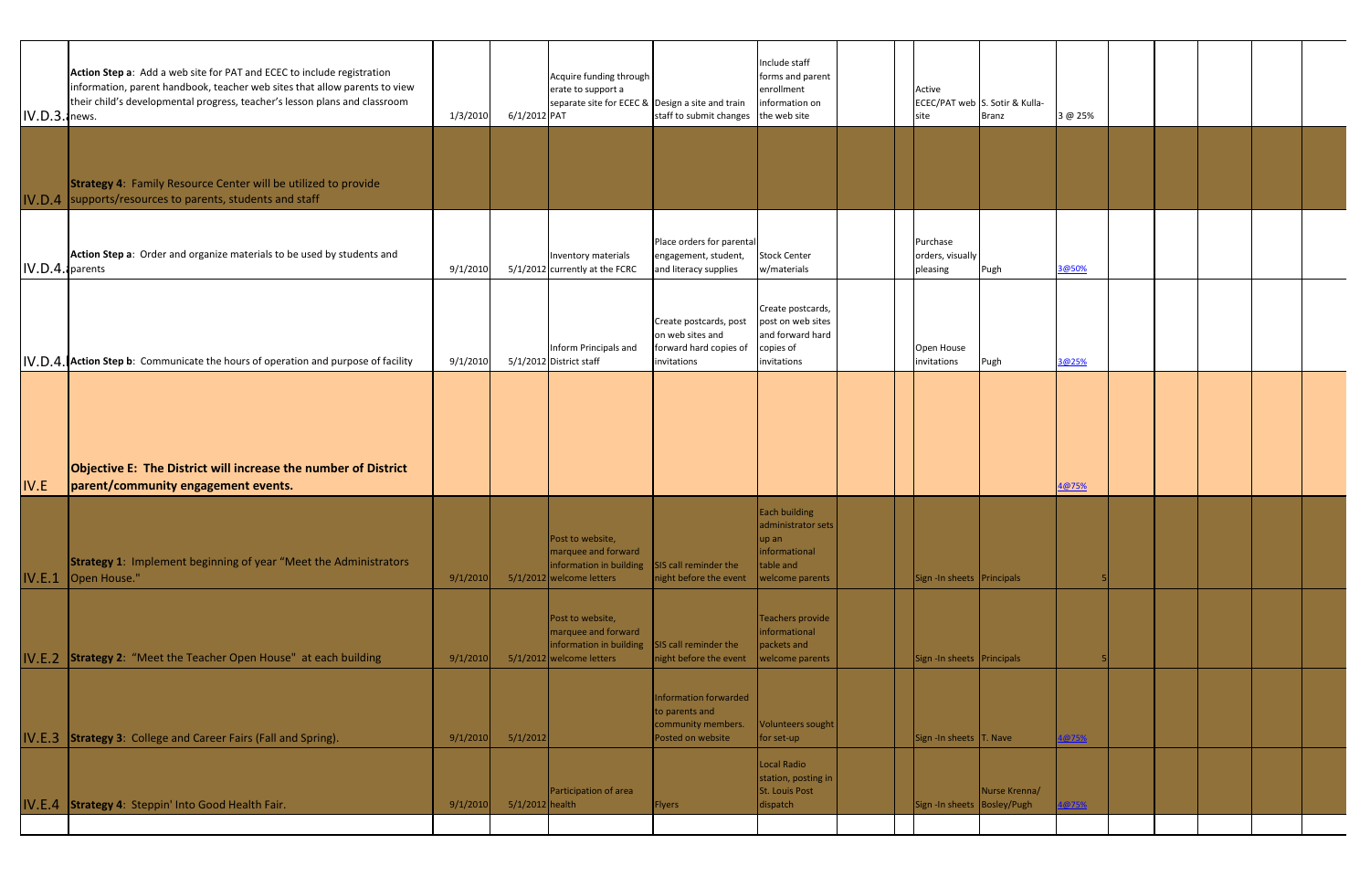| | | | | | | | | | | | | | | | | | |
|---|---|---|---|---|---|---|---|---|---|---|---|---|---|---|---|---|---|
| IV.D.3.a | **Action Step a**: Add a web site for PAT and ECEC to include registration information, parent handbook, teacher web sites that allow parents to view their child's developmental progress, teacher's lesson plans and classroom news. | 1/3/2010 | 6/1/2012 | Acquire funding through erate to support a separate site for ECEC & PAT | Design a site and train staff to submit changes | Include staff forms and parent enrollment information on the web site | | | Active ECEC/PAT web site | S. Sotir & Kulla-Branz | 3 @ 25% | | | | | | |
| IV.D.4 | **Strategy 4**: Family Resource Center will be utilized to provide supports/resources to parents, students and staff | | | | | | | | | | | | | | | | |
| IV.D.4.a | **Action Step a**: Order and organize materials to be used by students and parents | 9/1/2010 | 5/1/2012 | Inventory materials currently at the FCRC | Place orders for parental engagement, student, and literacy supplies | Stock Center w/materials | | | Purchase orders, visually pleasing | Pugh | 3@50% | | | | | | |
| IV.D.4.b | **Action Step b**: Communicate the hours of operation and purpose of facility | 9/1/2010 | 5/1/2012 | Inform Principals and District staff | Create postcards, post on web sites and forward hard copies of invitations | Create postcards, post on web sites and forward hard copies of invitations | | | Open House invitations | Pugh | 3@25% | | | | | | |
| IV.E | **Objective E: The District will increase the number of District parent/community engagement events.** | | | | | | | | | | 4@75% | | | | | | |
| IV.E.1 | **Strategy 1**: Implement beginning of year "Meet the Administrators Open House." | 9/1/2010 | 5/1/2012 | Post to website, marquee and forward information in building welcome letters | SIS call reminder the night before the event | Each building administrator sets up an informational table and welcome parents | | | Sign -In sheets | Principals | 5 | | | | | | |
| IV.E.2 | **Strategy 2**: "Meet the Teacher Open House" at each building | 9/1/2010 | 5/1/2012 | Post to website, marquee and forward information in building welcome letters | SIS call reminder the night before the event | Teachers provide informational packets and welcome parents | | | Sign -In sheets | Principals | 5 | | | | | | |
| IV.E.3 | **Strategy 3**: College and Career Fairs (Fall and Spring). | 9/1/2010 | 5/1/2012 | | Information forwarded to parents and community members. Posted on website | Volunteers sought for set-up | | | Sign -In sheets | T. Nave | 4@75% | | | | | | |
| IV.E.4 | **Strategy 4**: Steppin' Into Good Health Fair. | 9/1/2010 | 5/1/2012 | Participation of area health | Flyers | Local Radio station, posting in St. Louis Post dispatch | | | Sign -In sheets | Nurse Krenna/ Bosley/Pugh | 4@75% | | | | | | |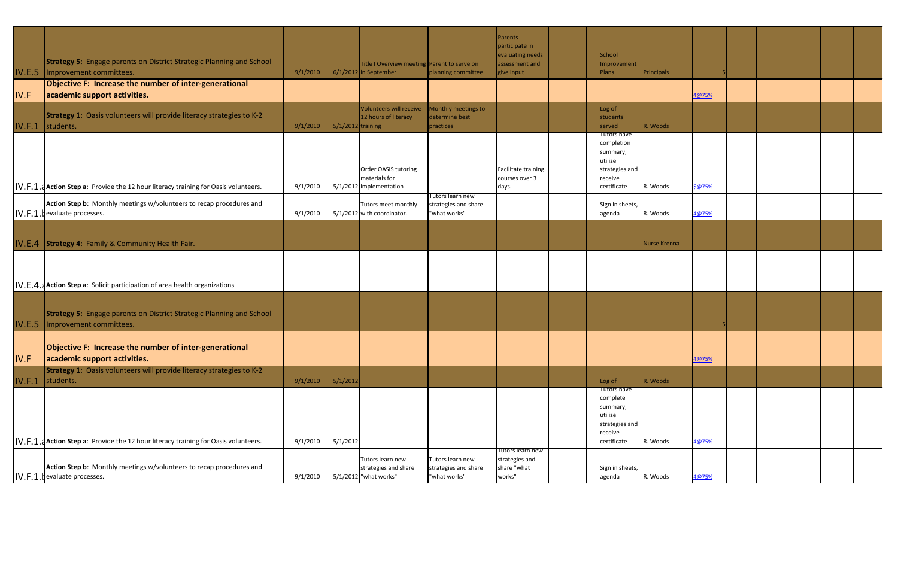| | | | | | | | | | | | | | | | | | |
|---|---|---|---|---|---|---|---|---|---|---|---|---|---|---|---|---|---|
| IV.E.5 | **Strategy 5**: Engage parents on District Strategic Planning and School Improvement committees. | 9/1/2010 | 6/1/2012 | Title I Overview meeting in September | Parent to serve on planning committee | Parents participate in evaluating needs assessment and give input | | | School Improvement Plans | Principals | 5 | | | | | |
| IV.F | **Objective F: Increase the number of inter-generational academic support activities.** | | | | | | | | | | 4@75% | | | | | |
| IV.F.1 | **Strategy 1**: Oasis volunteers will provide literacy strategies to K-2 students. | 9/1/2010 | 5/1/2012 | Volunteers will receive 12 hours of literacy training | Monthly meetings to determine best practices | | | | Log of students served | R. Woods | | | | | | |
| IV.F.1.a | **Action Step a**: Provide the 12 hour literacy training for Oasis volunteers. | 9/1/2010 | 5/1/2012 | Order OASIS tutoring materials for implementation | | Facilitate training courses over 3 days. | | | Tutors have completion summary, utilize strategies and receive certificate | R. Woods | 5@75% | | | | | |
| IV.F.1.b | **Action Step b**: Monthly meetings w/volunteers to recap procedures and evaluate processes. | 9/1/2010 | 5/1/2012 | Tutors meet monthly with coordinator. | Tutors learn new strategies and share "what works" | | | | Sign in sheets, agenda | R. Woods | 4@75% | | | | | |
| IV.E.4 | **Strategy 4**: Family & Community Health Fair. | | | | | | | | | Nurse Krenna | | | | | | |
| IV.E.4.a | **Action Step a**: Solicit participation of area health organizations | | | | | | | | | | | | | | | |
| IV.E.5 | **Strategy 5**: Engage parents on District Strategic Planning and School Improvement committees. | | | | | | | | | | 5 | | | | | |
| IV.F | **Objective F: Increase the number of inter-generational academic support activities.** | | | | | | | | | | 4@75% | | | | | |
| IV.F.1 | **Strategy 1**: Oasis volunteers will provide literacy strategies to K-2 students. | 9/1/2010 | 5/1/2012 | | | | | | Log of | R. Woods | | | | | | |
| IV.F.1.a | **Action Step a**: Provide the 12 hour literacy training for Oasis volunteers. | 9/1/2010 | 5/1/2012 | | | | | | Tutors have complete summary, utilize strategies and receive certificate | R. Woods | 4@75% | | | | | |
| IV.F.1.b | **Action Step b**: Monthly meetings w/volunteers to recap procedures and evaluate processes. | 9/1/2010 | 5/1/2012 | Tutors learn new strategies and share "what works" | Tutors learn new strategies and share "what works" | Tutors learn new strategies and share "what works" | | | Sign in sheets, agenda | R. Woods | 4@75% | | | | | |